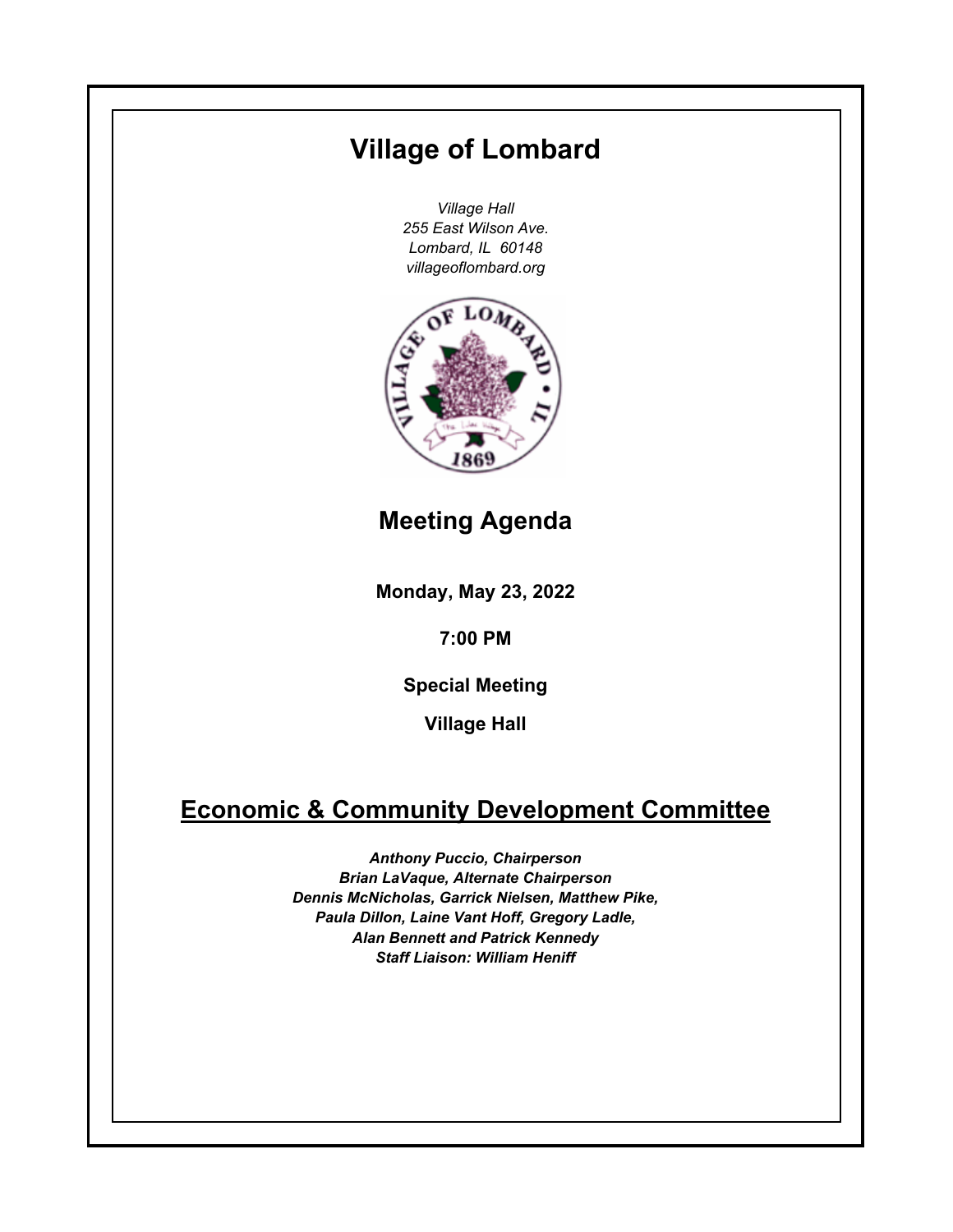# Village of Lombard

*Village Hall*
*255 East Wilson Ave.*
*Lombard, IL 60148*
*villageoflombard.org*

## Meeting Agenda

**Monday, May 23, 2022**

**7:00 PM**

**Special Meeting**

**Village Hall**

## Economic & Community Development Committee

***Anthony Puccio, Chairperson***
***Brian LaVaque, Alternate Chairperson***
***Dennis McNicholas, Garrick Nielsen, Matthew Pike,***
***Paula Dillon, Laine Vant Hoff, Gregory Ladle,***
***Alan Bennett and Patrick Kennedy***
***Staff Liaison: William Heniff***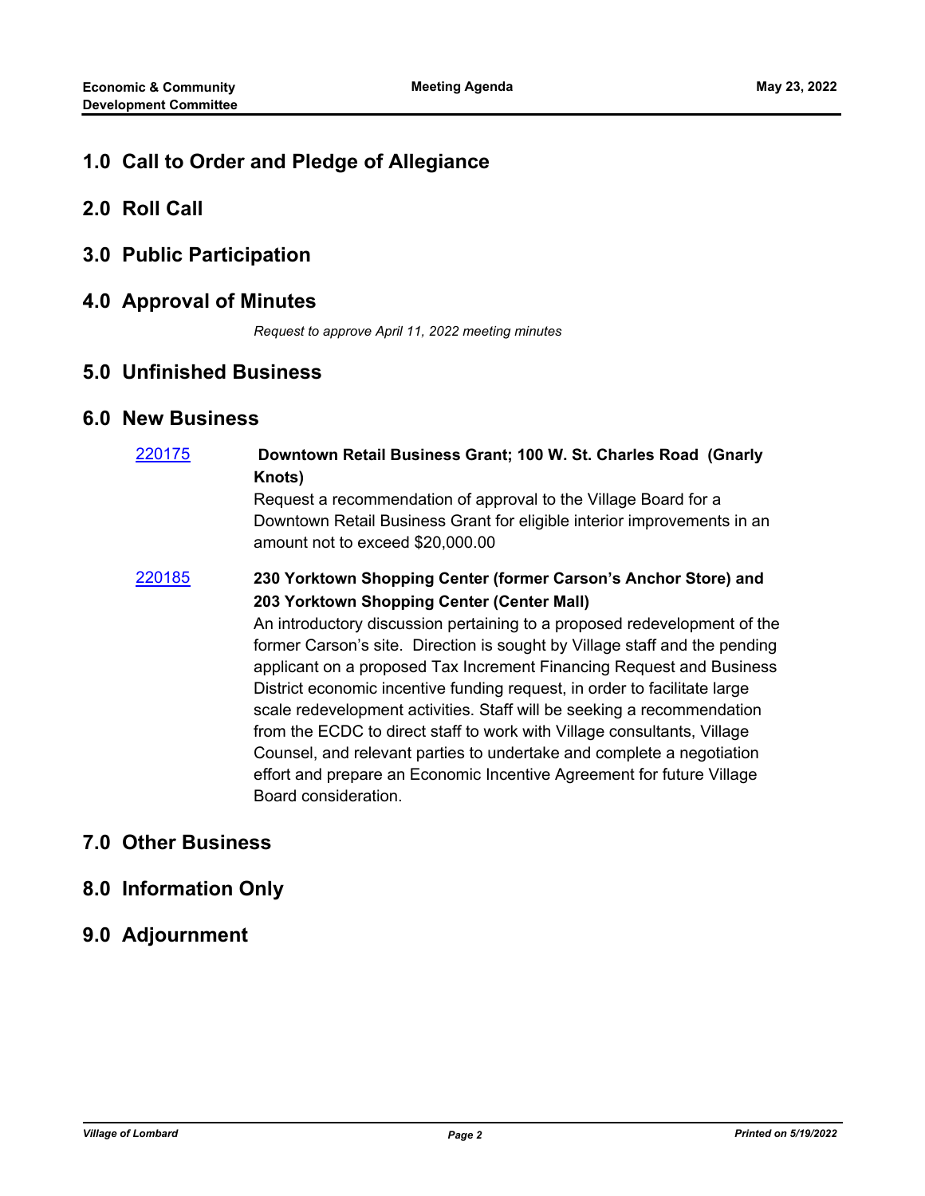## 1.0 Call to Order and Pledge of Allegiance

## 2.0 Roll Call

## 3.0 Public Participation

## 4.0 Approval of Minutes

*Request to approve April 11, 2022 meeting minutes*

## 5.0 Unfinished Business

## 6.0 New Business

[220175](220175) **Downtown Retail Business Grant; 100 W. St. Charles Road (Gnarly Knots)**

Request a recommendation of approval to the Village Board for a Downtown Retail Business Grant for eligible interior improvements in an amount not to exceed $20,000.00

[220185](220185) **230 Yorktown Shopping Center (former Carson's Anchor Store) and 203 Yorktown Shopping Center (Center Mall)**

An introductory discussion pertaining to a proposed redevelopment of the former Carson's site. Direction is sought by Village staff and the pending applicant on a proposed Tax Increment Financing Request and Business District economic incentive funding request, in order to facilitate large scale redevelopment activities. Staff will be seeking a recommendation from the ECDC to direct staff to work with Village consultants, Village Counsel, and relevant parties to undertake and complete a negotiation effort and prepare an Economic Incentive Agreement for future Village Board consideration.

## 7.0 Other Business

## 8.0 Information Only

## 9.0 Adjournment